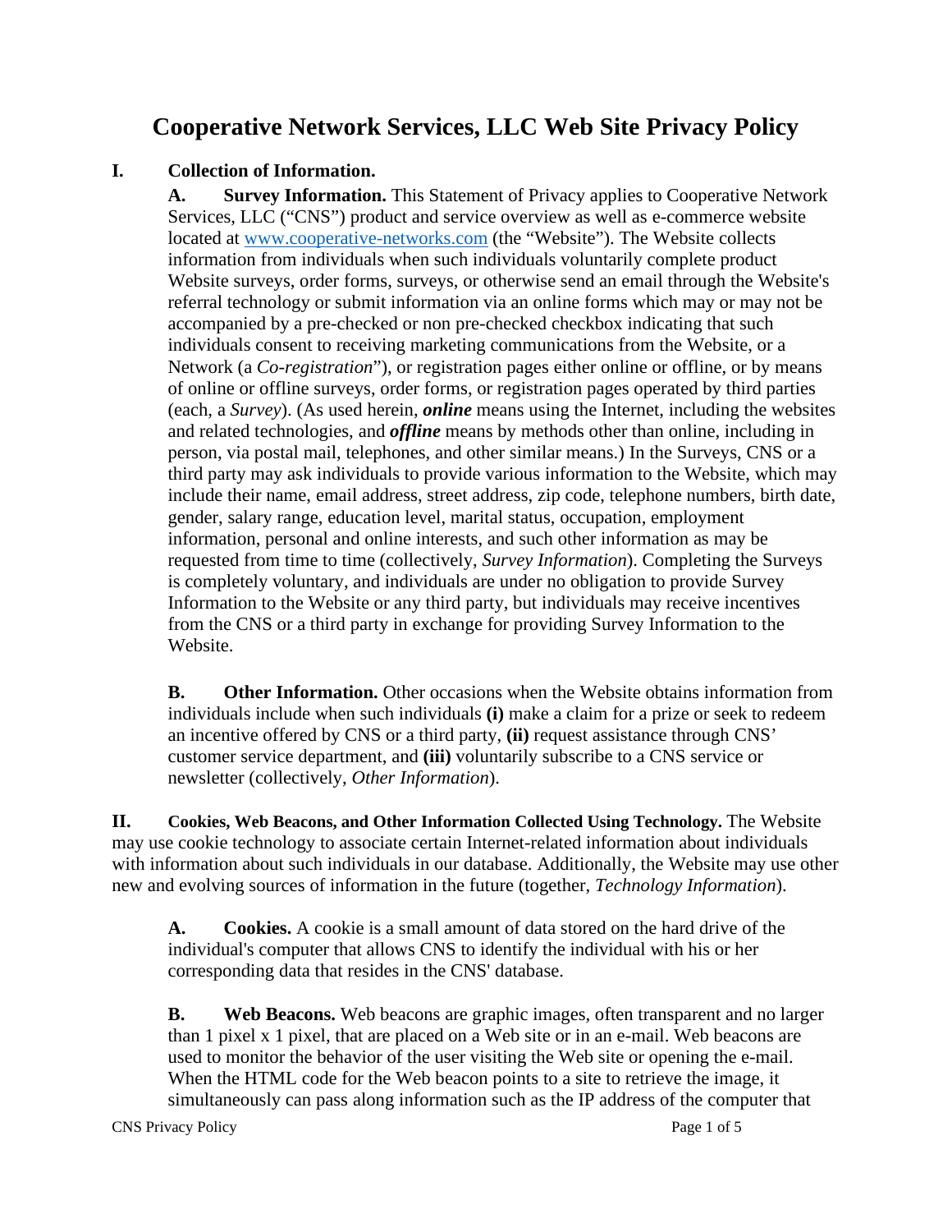# Cooperative Network Services, LLC Web Site Privacy Policy

**I. Collection of Information.**

**A. Survey Information.** This Statement of Privacy applies to Cooperative Network Services, LLC ("CNS") product and service overview as well as e-commerce website located at [www.cooperative-networks.com](http://www.cooperative-networks.com) (the "Website"). The Website collects information from individuals when such individuals voluntarily complete product Website surveys, order forms, surveys, or otherwise send an email through the Website's referral technology or submit information via an online forms which may or may not be accompanied by a pre-checked or non pre-checked checkbox indicating that such individuals consent to receiving marketing communications from the Website, or a Network (a *Co-registration*"), or registration pages either online or offline, or by means of online or offline surveys, order forms, or registration pages operated by third parties (each, a *Survey*). (As used herein, ***online*** means using the Internet, including the websites and related technologies, and ***offline*** means by methods other than online, including in person, via postal mail, telephones, and other similar means.) In the Surveys, CNS or a third party may ask individuals to provide various information to the Website, which may include their name, email address, street address, zip code, telephone numbers, birth date, gender, salary range, education level, marital status, occupation, employment information, personal and online interests, and such other information as may be requested from time to time (collectively, *Survey Information*). Completing the Surveys is completely voluntary, and individuals are under no obligation to provide Survey Information to the Website or any third party, but individuals may receive incentives from the CNS or a third party in exchange for providing Survey Information to the Website.

**B. Other Information.** Other occasions when the Website obtains information from individuals include when such individuals **(i)** make a claim for a prize or seek to redeem an incentive offered by CNS or a third party, **(ii)** request assistance through CNS' customer service department, and **(iii)** voluntarily subscribe to a CNS service or newsletter (collectively, *Other Information*).

**II. Cookies, Web Beacons, and Other Information Collected Using Technology.** The Website may use cookie technology to associate certain Internet-related information about individuals with information about such individuals in our database. Additionally, the Website may use other new and evolving sources of information in the future (together, *Technology Information*).

**A. Cookies.** A cookie is a small amount of data stored on the hard drive of the individual's computer that allows CNS to identify the individual with his or her corresponding data that resides in the CNS' database.

**B. Web Beacons.** Web beacons are graphic images, often transparent and no larger than 1 pixel x 1 pixel, that are placed on a Web site or in an e-mail. Web beacons are used to monitor the behavior of the user visiting the Web site or opening the e-mail. When the HTML code for the Web beacon points to a site to retrieve the image, it simultaneously can pass along information such as the IP address of the computer that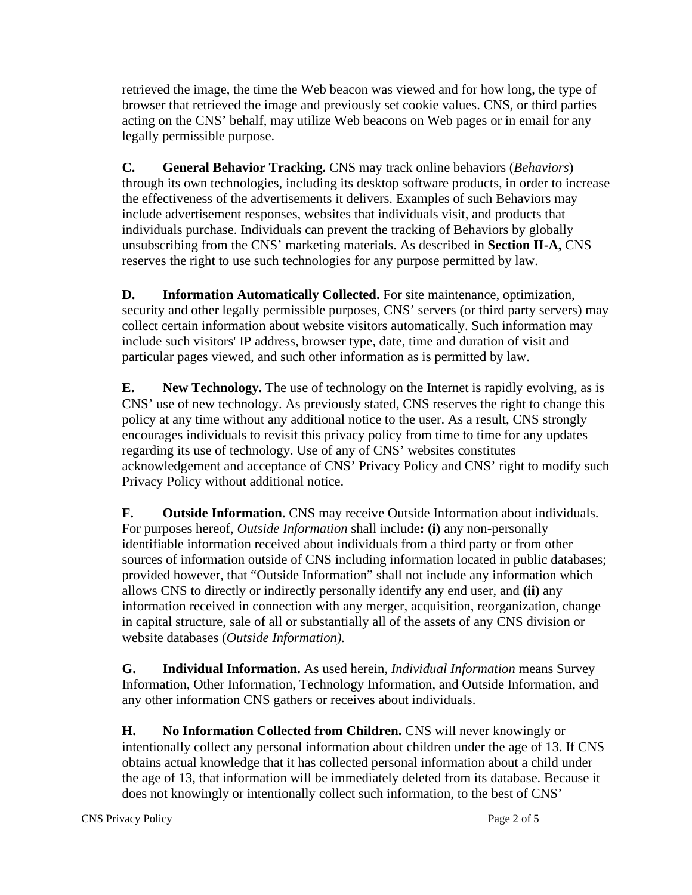retrieved the image, the time the Web beacon was viewed and for how long, the type of browser that retrieved the image and previously set cookie values. CNS, or third parties acting on the CNS' behalf, may utilize Web beacons on Web pages or in email for any legally permissible purpose.

**C. General Behavior Tracking.** CNS may track online behaviors (*Behaviors*) through its own technologies, including its desktop software products, in order to increase the effectiveness of the advertisements it delivers. Examples of such Behaviors may include advertisement responses, websites that individuals visit, and products that individuals purchase. Individuals can prevent the tracking of Behaviors by globally unsubscribing from the CNS' marketing materials. As described in **Section II-A,** CNS reserves the right to use such technologies for any purpose permitted by law.

**D. Information Automatically Collected.** For site maintenance, optimization, security and other legally permissible purposes, CNS' servers (or third party servers) may collect certain information about website visitors automatically. Such information may include such visitors' IP address, browser type, date, time and duration of visit and particular pages viewed, and such other information as is permitted by law.

**E. New Technology.** The use of technology on the Internet is rapidly evolving, as is CNS' use of new technology. As previously stated, CNS reserves the right to change this policy at any time without any additional notice to the user. As a result, CNS strongly encourages individuals to revisit this privacy policy from time to time for any updates regarding its use of technology. Use of any of CNS' websites constitutes acknowledgement and acceptance of CNS' Privacy Policy and CNS' right to modify such Privacy Policy without additional notice.

**F. Outside Information.** CNS may receive Outside Information about individuals. For purposes hereof, *Outside Information* shall include**: (i)** any non-personally identifiable information received about individuals from a third party or from other sources of information outside of CNS including information located in public databases; provided however, that "Outside Information" shall not include any information which allows CNS to directly or indirectly personally identify any end user, and **(ii)** any information received in connection with any merger, acquisition, reorganization, change in capital structure, sale of all or substantially all of the assets of any CNS division or website databases (*Outside Information).*

**G. Individual Information.** As used herein, *Individual Information* means Survey Information, Other Information, Technology Information, and Outside Information, and any other information CNS gathers or receives about individuals.

**H. No Information Collected from Children.** CNS will never knowingly or intentionally collect any personal information about children under the age of 13. If CNS obtains actual knowledge that it has collected personal information about a child under the age of 13, that information will be immediately deleted from its database. Because it does not knowingly or intentionally collect such information, to the best of CNS'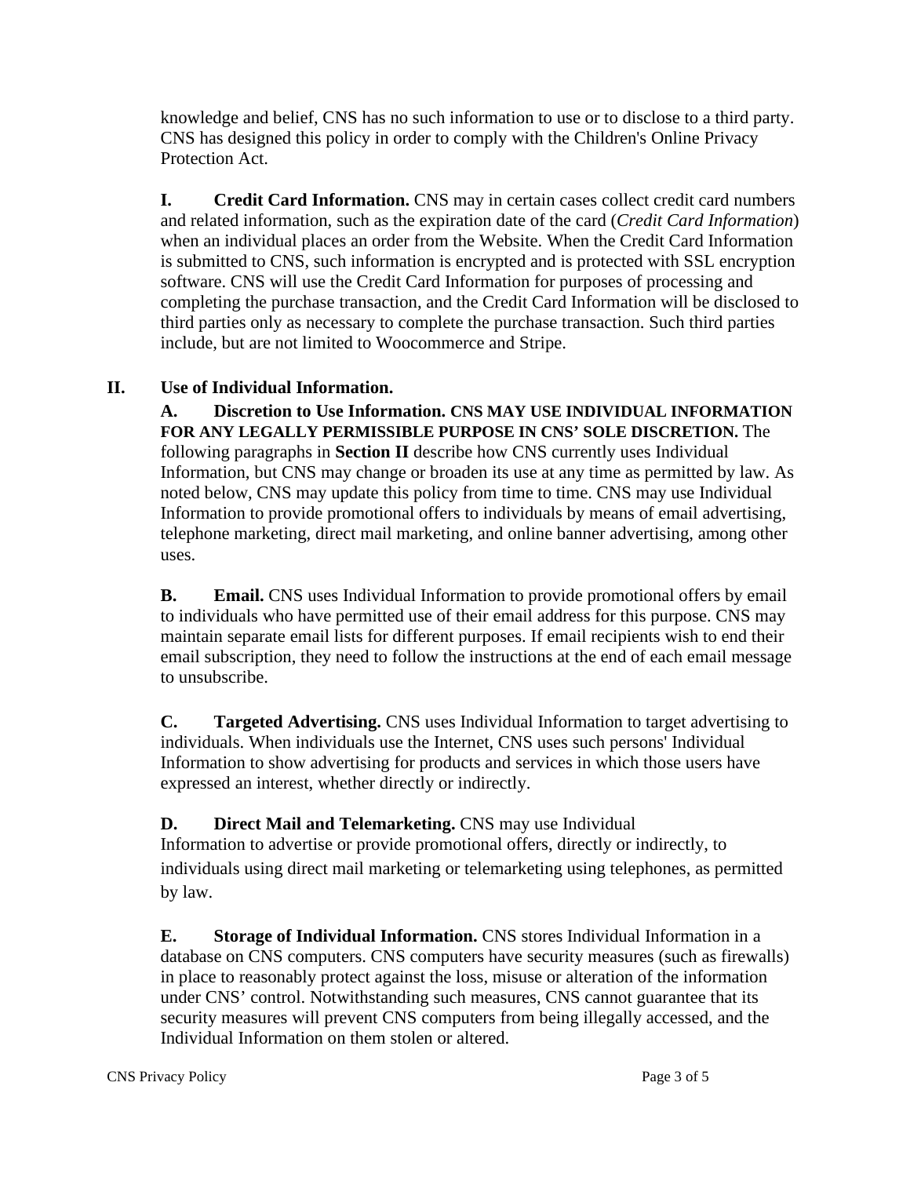knowledge and belief, CNS has no such information to use or to disclose to a third party. CNS has designed this policy in order to comply with the Children's Online Privacy Protection Act.

**I. Credit Card Information.** CNS may in certain cases collect credit card numbers and related information, such as the expiration date of the card (*Credit Card Information*) when an individual places an order from the Website. When the Credit Card Information is submitted to CNS, such information is encrypted and is protected with SSL encryption software. CNS will use the Credit Card Information for purposes of processing and completing the purchase transaction, and the Credit Card Information will be disclosed to third parties only as necessary to complete the purchase transaction. Such third parties include, but are not limited to Woocommerce and Stripe.

## II. Use of Individual Information.

**A. Discretion to Use Information. CNS MAY USE INDIVIDUAL INFORMATION FOR ANY LEGALLY PERMISSIBLE PURPOSE IN CNS' SOLE DISCRETION.** The following paragraphs in **Section II** describe how CNS currently uses Individual Information, but CNS may change or broaden its use at any time as permitted by law. As noted below, CNS may update this policy from time to time. CNS may use Individual Information to provide promotional offers to individuals by means of email advertising, telephone marketing, direct mail marketing, and online banner advertising, among other uses.

**B. Email.** CNS uses Individual Information to provide promotional offers by email to individuals who have permitted use of their email address for this purpose. CNS may maintain separate email lists for different purposes. If email recipients wish to end their email subscription, they need to follow the instructions at the end of each email message to unsubscribe.

**C. Targeted Advertising.** CNS uses Individual Information to target advertising to individuals. When individuals use the Internet, CNS uses such persons' Individual Information to show advertising for products and services in which those users have expressed an interest, whether directly or indirectly.

**D. Direct Mail and Telemarketing.** CNS may use Individual Information to advertise or provide promotional offers, directly or indirectly, to individuals using direct mail marketing or telemarketing using telephones, as permitted by law.

**E. Storage of Individual Information.** CNS stores Individual Information in a database on CNS computers. CNS computers have security measures (such as firewalls) in place to reasonably protect against the loss, misuse or alteration of the information under CNS' control. Notwithstanding such measures, CNS cannot guarantee that its security measures will prevent CNS computers from being illegally accessed, and the Individual Information on them stolen or altered.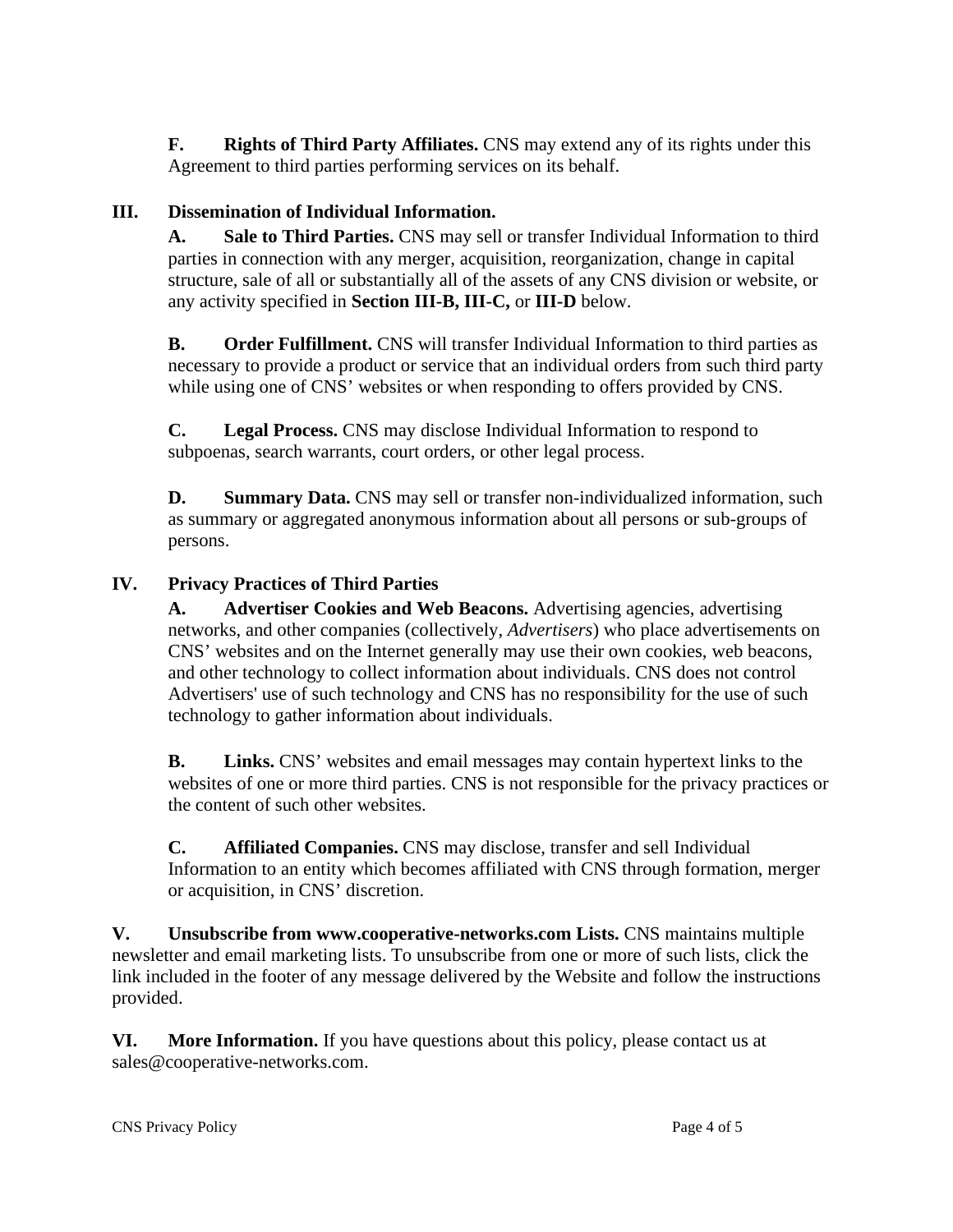**F. Rights of Third Party Affiliates.** CNS may extend any of its rights under this Agreement to third parties performing services on its behalf.

## III. Dissemination of Individual Information.

**A. Sale to Third Parties.** CNS may sell or transfer Individual Information to third parties in connection with any merger, acquisition, reorganization, change in capital structure, sale of all or substantially all of the assets of any CNS division or website, or any activity specified in **Section III-B, III-C,** or **III-D** below.

**B. Order Fulfillment.** CNS will transfer Individual Information to third parties as necessary to provide a product or service that an individual orders from such third party while using one of CNS' websites or when responding to offers provided by CNS.

**C. Legal Process.** CNS may disclose Individual Information to respond to subpoenas, search warrants, court orders, or other legal process.

**D. Summary Data.** CNS may sell or transfer non-individualized information, such as summary or aggregated anonymous information about all persons or sub-groups of persons.

## IV. Privacy Practices of Third Parties

**A. Advertiser Cookies and Web Beacons.** Advertising agencies, advertising networks, and other companies (collectively, *Advertisers*) who place advertisements on CNS' websites and on the Internet generally may use their own cookies, web beacons, and other technology to collect information about individuals. CNS does not control Advertisers' use of such technology and CNS has no responsibility for the use of such technology to gather information about individuals.

**B. Links.** CNS' websites and email messages may contain hypertext links to the websites of one or more third parties. CNS is not responsible for the privacy practices or the content of such other websites.

**C. Affiliated Companies.** CNS may disclose, transfer and sell Individual Information to an entity which becomes affiliated with CNS through formation, merger or acquisition, in CNS' discretion.

**V. Unsubscribe from www.cooperative-networks.com Lists.** CNS maintains multiple newsletter and email marketing lists. To unsubscribe from one or more of such lists, click the link included in the footer of any message delivered by the Website and follow the instructions provided.

**VI. More Information.** If you have questions about this policy, please contact us at sales@cooperative-networks.com.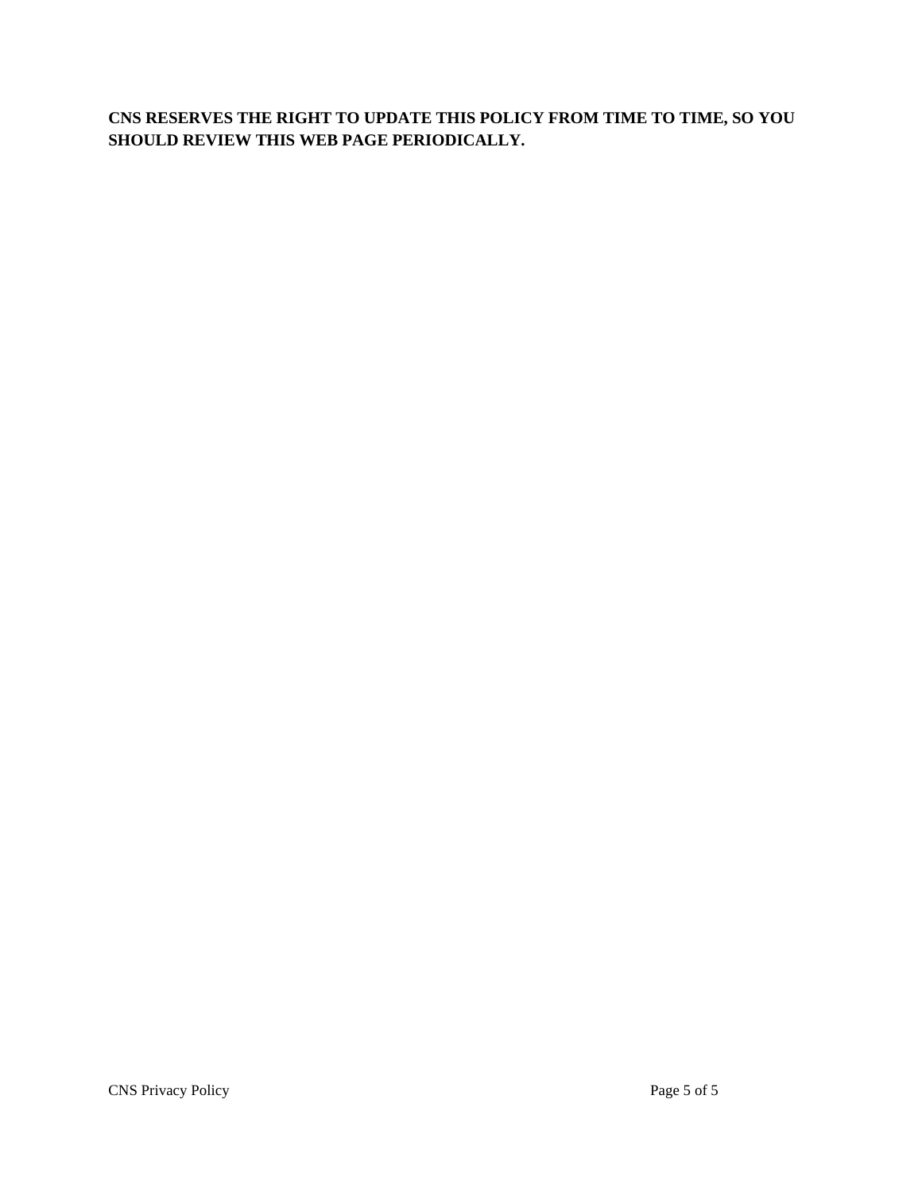**CNS RESERVES THE RIGHT TO UPDATE THIS POLICY FROM TIME TO TIME, SO YOU SHOULD REVIEW THIS WEB PAGE PERIODICALLY.**